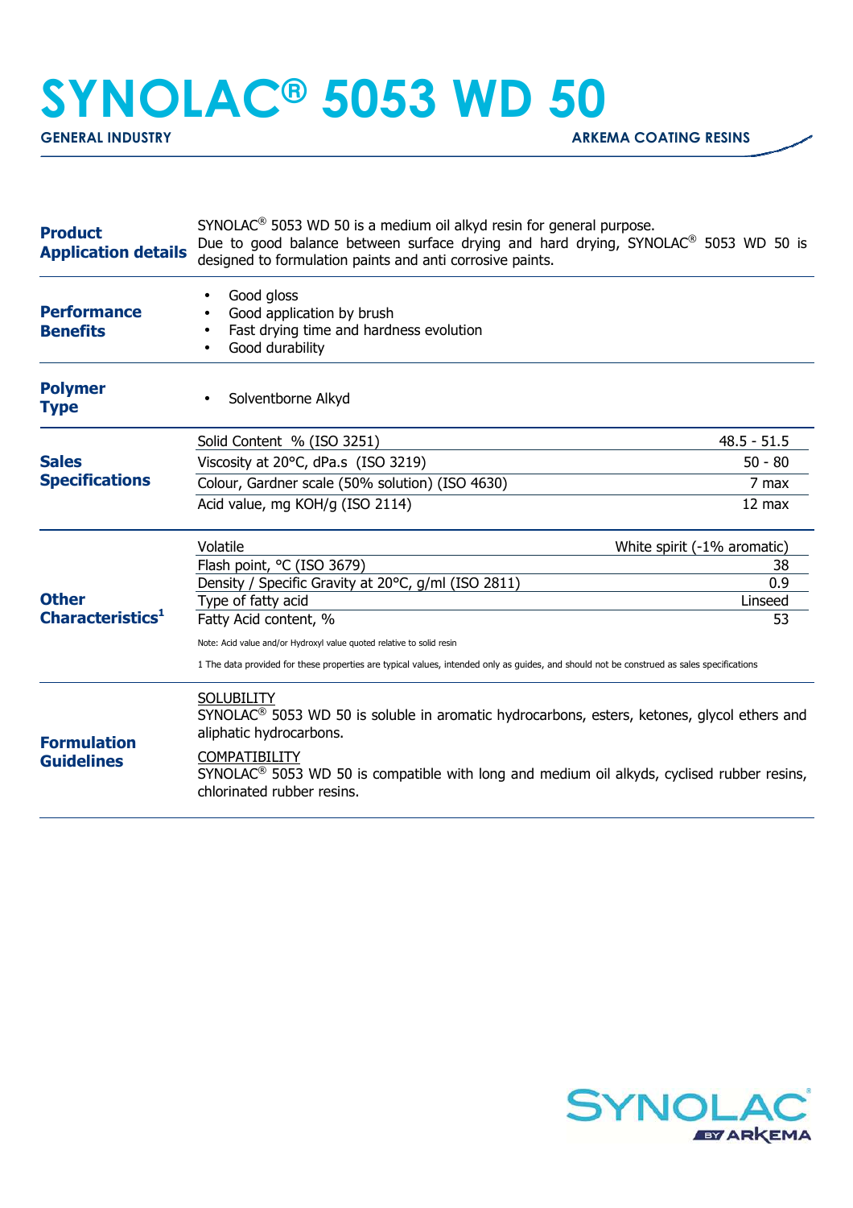# SYNOLAC® 5053 WD 50

**GENERAL INDUSTRY** — **ARKEMA COATING RESINS**

## Product Application details

SYNOLAC® 5053 WD 50 is a medium oil alkyd resin for general purpose.
Due to good balance between surface drying and hard drying, SYNOLAC® 5053 WD 50 is designed to formulation paints and anti corrosive paints.

## Performance Benefits

- Good gloss
- Good application by brush
- Fast drying time and hardness evolution
- Good durability

## Polymer Type

- Solventborne Alkyd

## Sales Specifications

| Property | Value |
|---|---|
| Solid Content % (ISO 3251) | 48.5 - 51.5 |
| Viscosity at 20°C, dPa.s (ISO 3219) | 50 - 80 |
| Colour, Gardner scale (50% solution) (ISO 4630) | 7 max |
| Acid value, mg KOH/g (ISO 2114) | 12 max |

## Other Characteristics[1]

| Property | Value |
|---|---|
| Volatile | White spirit (-1% aromatic) |
| Flash point, °C (ISO 3679) | 38 |
| Density / Specific Gravity at 20°C, g/ml (ISO 2811) | 0.9 |
| Type of fatty acid | Linseed |
| Fatty Acid content, % | 53 |

Note: Acid value and/or Hydroxyl value quoted relative to solid resin

1 The data provided for these properties are typical values, intended only as guides, and should not be construed as sales specifications

## Formulation Guidelines

SOLUBILITY
SYNOLAC® 5053 WD 50 is soluble in aromatic hydrocarbons, esters, ketones, glycol ethers and aliphatic hydrocarbons.

COMPATIBILITY
SYNOLAC® 5053 WD 50 is compatible with long and medium oil alkyds, cyclised rubber resins, chlorinated rubber resins.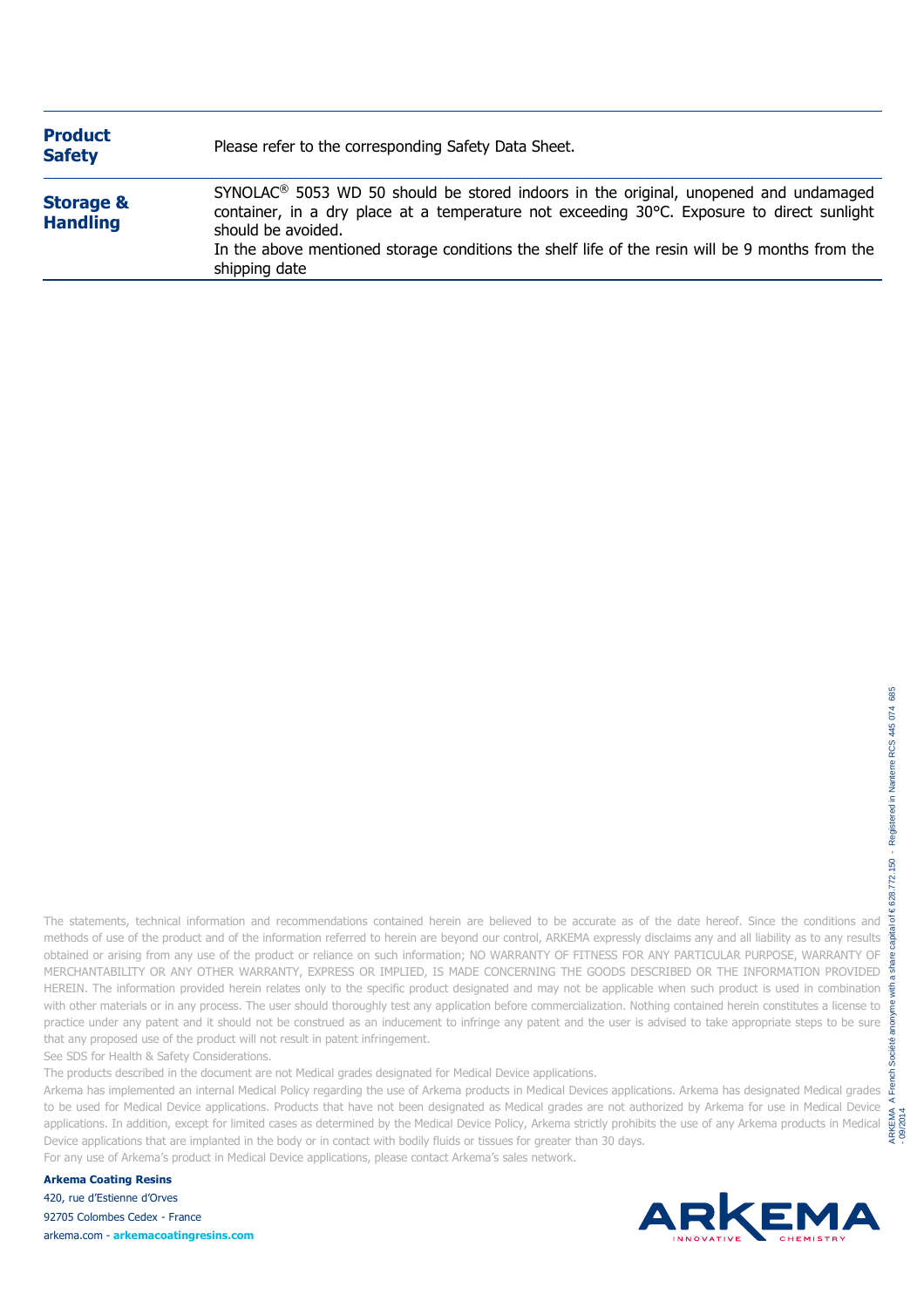| | |
|---|---|
| **Product Safety** | Please refer to the corresponding Safety Data Sheet. |
| **Storage & Handling** | SYNOLAC® 5053 WD 50 should be stored indoors in the original, unopened and undamaged container, in a dry place at a temperature not exceeding 30°C. Exposure to direct sunlight should be avoided.<br>In the above mentioned storage conditions the shelf life of the resin will be 9 months from the shipping date |

The statements, technical information and recommendations contained herein are believed to be accurate as of the date hereof. Since the conditions and methods of use of the product and of the information referred to herein are beyond our control, ARKEMA expressly disclaims any and all liability as to any results obtained or arising from any use of the product or reliance on such information; NO WARRANTY OF FITNESS FOR ANY PARTICULAR PURPOSE, WARRANTY OF MERCHANTABILITY OR ANY OTHER WARRANTY, EXPRESS OR IMPLIED, IS MADE CONCERNING THE GOODS DESCRIBED OR THE INFORMATION PROVIDED HEREIN. The information provided herein relates only to the specific product designated and may not be applicable when such product is used in combination with other materials or in any process. The user should thoroughly test any application before commercialization. Nothing contained herein constitutes a license to practice under any patent and it should not be construed as an inducement to infringe any patent and the user is advised to take appropriate steps to be sure that any proposed use of the product will not result in patent infringement.

See SDS for Health & Safety Considerations.

The products described in the document are not Medical grades designated for Medical Device applications.

Arkema has implemented an internal Medical Policy regarding the use of Arkema products in Medical Devices applications. Arkema has designated Medical grades to be used for Medical Device applications. Products that have not been designated as Medical grades are not authorized by Arkema for use in Medical Device applications. In addition, except for limited cases as determined by the Medical Device Policy, Arkema strictly prohibits the use of any Arkema products in Medical Device applications that are implanted in the body or in contact with bodily fluids or tissues for greater than 30 days.

For any use of Arkema's product in Medical Device applications, please contact Arkema's sales network.

**Arkema Coating Resins**
420, rue d'Estienne d'Orves
92705 Colombes Cedex - France
arkema.com - **arkemacoatingresins.com**

ARKEMA A French Société anonyme with a share capital of € 628.772.150 - Registered in Nanterre RCS 445 074 685 - 09/2014